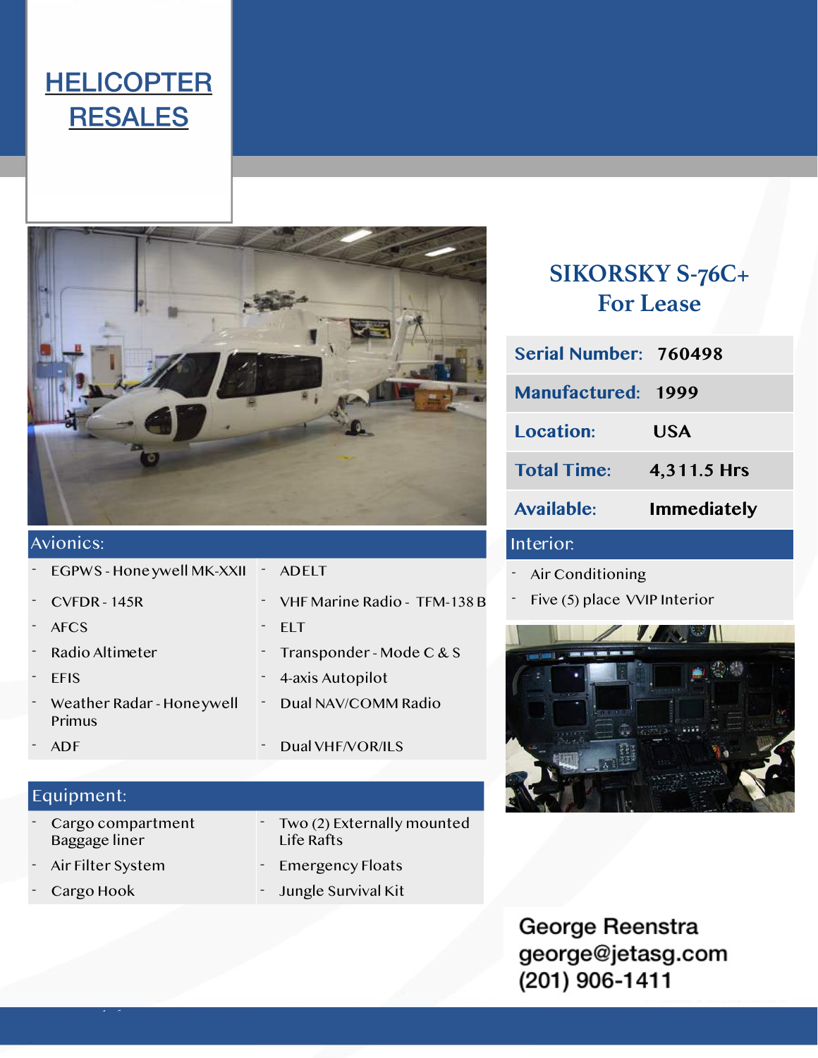# HELICOPTER RESALES

## SIKORSKY S-76C+
## For Lease

| | |
|---|---|
| **Serial Number:** | **760498** |
| **Manufactured:** | **1999** |
| **Location:** | **USA** |
| **Total Time:** | **4,311.5 Hrs** |
| **Available:** | **Immediately** |

### Avionics:

- EGPWS - Honeywell MK-XXII
- CVFDR - 145R
- AFCS
- Radio Altimeter
- EFIS
- Weather Radar - Honeywell Primus
- ADF
- ADELT
- VHF Marine Radio - TFM-138 B
- ELT
- Transponder - Mode C & S
- 4-axis Autopilot
- Dual NAV/COMM Radio
- Dual VHF/VOR/ILS

### Interior:

- Air Conditioning
- Five (5) place VVIP Interior

### Equipment:

- Cargo compartment Baggage liner
- Air Filter System
- Cargo Hook
- Two (2) Externally mounted Life Rafts
- Emergency Floats
- Jungle Survival Kit

George Reenstra
george@jetasg.com
(201) 906-1411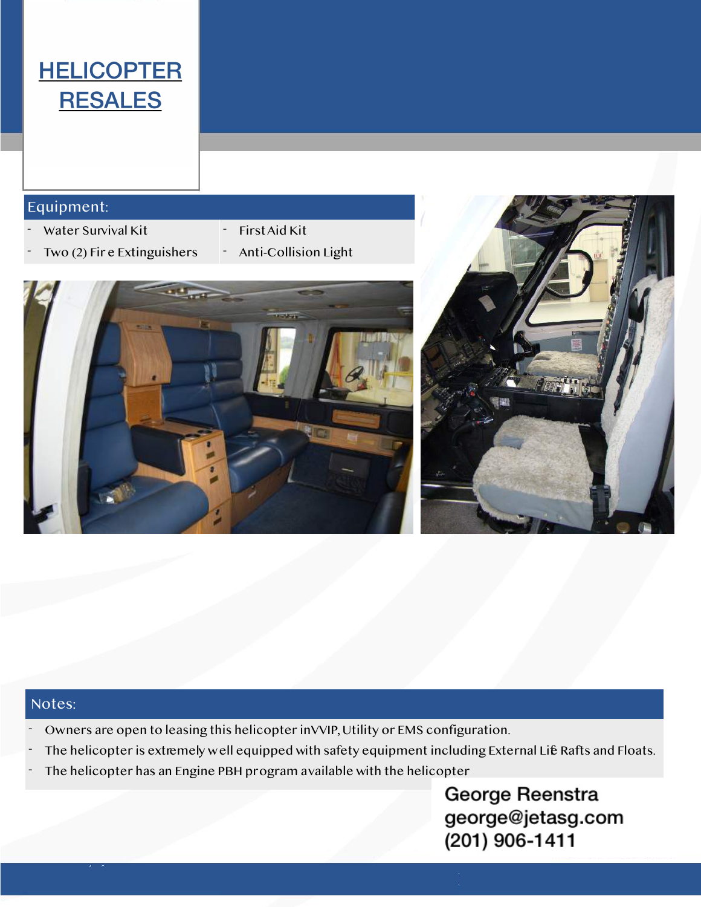# HELICOPTER RESALES

## Equipment:

| | |
|---|---|
| - Water Survival Kit | - First Aid Kit |
| - Two (2) Fire Extinguishers | - Anti-Collision Light |

## Notes:

- Owners are open to leasing this helicopter in VVIP, Utility or EMS configuration.
- The helicopter is extremely well equipped with safety equipment including External Life Rafts and Floats.
- The helicopter has an Engine PBH program available with the helicopter

George Reenstra
george@jetasg.com
(201) 906-1411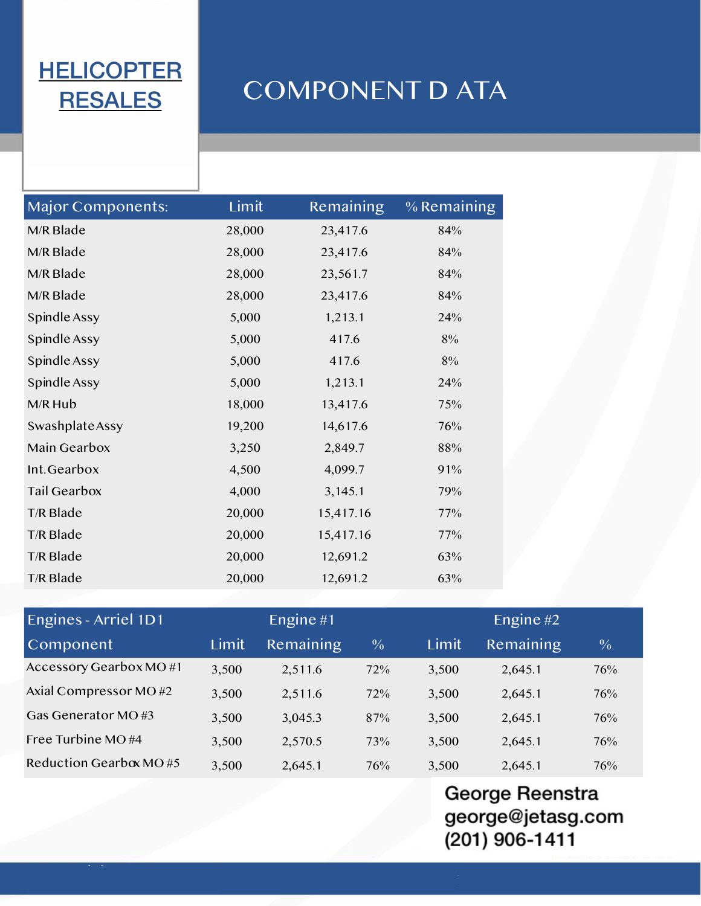# HELICOPTER RESALES

# COMPONENT D ATA

| Major Components: | Limit | Remaining | % Remaining |
|---|---|---|---|
| M/R Blade | 28,000 | 23,417.6 | 84% |
| M/R Blade | 28,000 | 23,417.6 | 84% |
| M/R Blade | 28,000 | 23,561.7 | 84% |
| M/R Blade | 28,000 | 23,417.6 | 84% |
| Spindle Assy | 5,000 | 1,213.1 | 24% |
| Spindle Assy | 5,000 | 417.6 | 8% |
| Spindle Assy | 5,000 | 417.6 | 8% |
| Spindle Assy | 5,000 | 1,213.1 | 24% |
| M/R Hub | 18,000 | 13,417.6 | 75% |
| Swashplate Assy | 19,200 | 14,617.6 | 76% |
| Main Gearbox | 3,250 | 2,849.7 | 88% |
| Int. Gearbox | 4,500 | 4,099.7 | 91% |
| Tail Gearbox | 4,000 | 3,145.1 | 79% |
| T/R Blade | 20,000 | 15,417.16 | 77% |
| T/R Blade | 20,000 | 15,417.16 | 77% |
| T/R Blade | 20,000 | 12,691.2 | 63% |
| T/R Blade | 20,000 | 12,691.2 | 63% |

| Engines - Arriel 1D1 | Engine #1 | | | Engine #2 | | |
|---|---|---|---|---|---|---|
| Component | Limit | Remaining | % | Limit | Remaining | % |
| Accessory Gearbox MO #1 | 3,500 | 2,511.6 | 72% | 3,500 | 2,645.1 | 76% |
| Axial Compressor MO #2 | 3,500 | 2,511.6 | 72% | 3,500 | 2,645.1 | 76% |
| Gas Generator MO #3 | 3,500 | 3,045.3 | 87% | 3,500 | 2,645.1 | 76% |
| Free Turbine MO #4 | 3,500 | 2,570.5 | 73% | 3,500 | 2,645.1 | 76% |
| Reduction Gearbox MO #5 | 3,500 | 2,645.1 | 76% | 3,500 | 2,645.1 | 76% |

George Reenstra
george@jetasg.com
(201) 906-1411